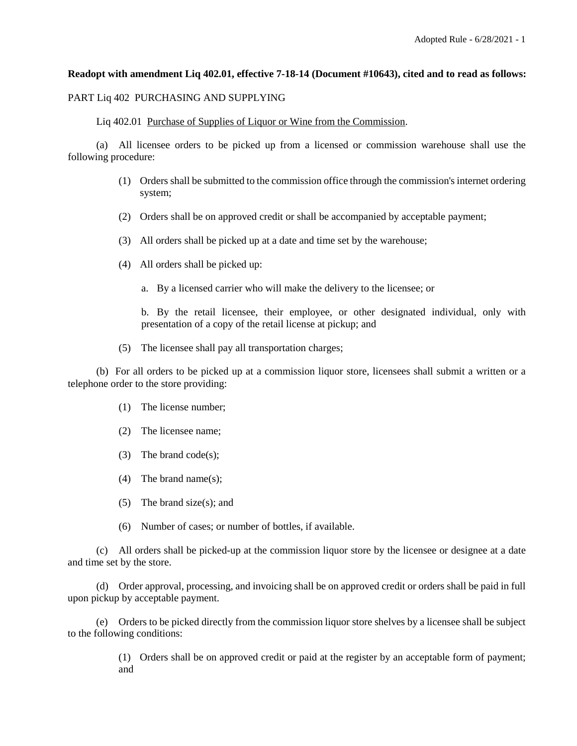**Readopt with amendment Liq 402.01, effective 7-18-14 (Document #10643), cited and to read as follows:**

PART Liq 402 PURCHASING AND SUPPLYING

Liq 402.01 Purchase of Supplies of Liquor or Wine from the Commission.

(a) All licensee orders to be picked up from a licensed or commission warehouse shall use the following procedure:

(1) Orders shall be submitted to the commission office through the commission's internet ordering system;

(2) Orders shall be on approved credit or shall be accompanied by acceptable payment;

(3) All orders shall be picked up at a date and time set by the warehouse;

(4) All orders shall be picked up:

a. By a licensed carrier who will make the delivery to the licensee; or

b. By the retail licensee, their employee, or other designated individual, only with presentation of a copy of the retail license at pickup; and

(5) The licensee shall pay all transportation charges;

(b) For all orders to be picked up at a commission liquor store, licensees shall submit a written or a telephone order to the store providing:

(1) The license number;

(2) The licensee name;

(3) The brand code(s);

(4) The brand name(s);

(5) The brand size(s); and

(6) Number of cases; or number of bottles, if available.

(c) All orders shall be picked-up at the commission liquor store by the licensee or designee at a date and time set by the store.

(d) Order approval, processing, and invoicing shall be on approved credit or orders shall be paid in full upon pickup by acceptable payment.

(e) Orders to be picked directly from the commission liquor store shelves by a licensee shall be subject to the following conditions:

(1) Orders shall be on approved credit or paid at the register by an acceptable form of payment; and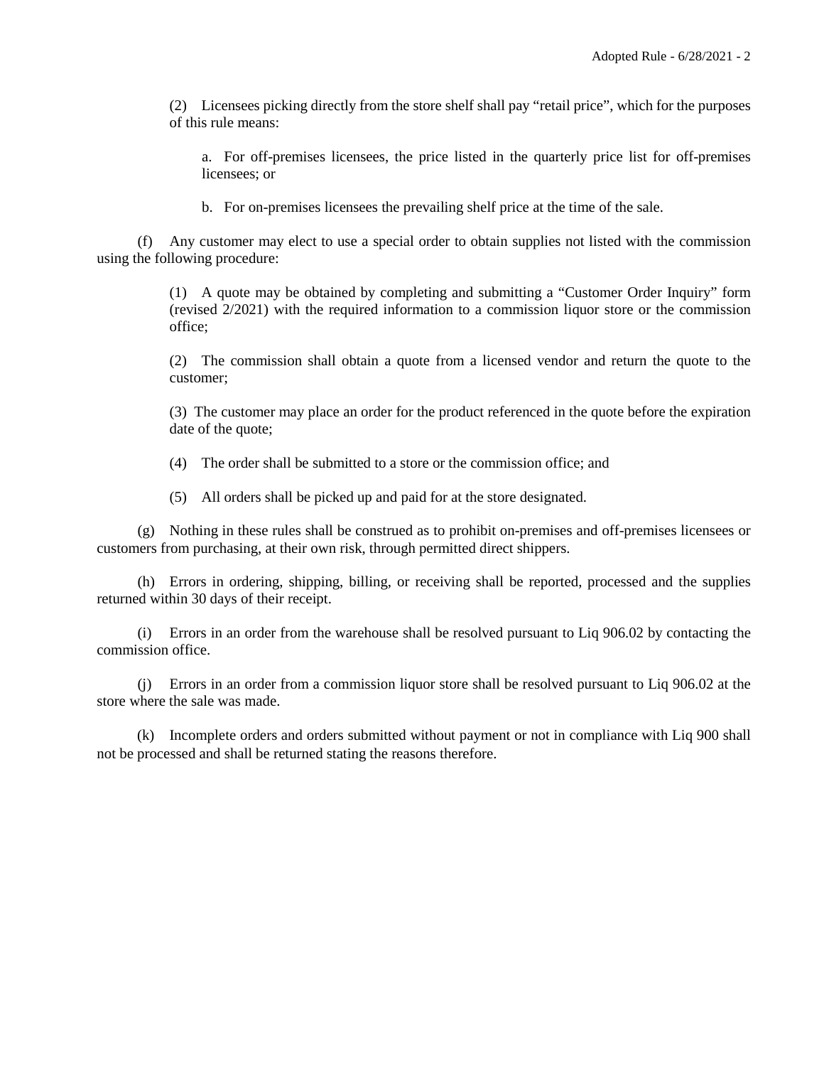(2) Licensees picking directly from the store shelf shall pay "retail price", which for the purposes of this rule means:

a. For off-premises licensees, the price listed in the quarterly price list for off-premises licensees; or

b. For on-premises licensees the prevailing shelf price at the time of the sale.

(f) Any customer may elect to use a special order to obtain supplies not listed with the commission using the following procedure:

(1) A quote may be obtained by completing and submitting a "Customer Order Inquiry" form (revised 2/2021) with the required information to a commission liquor store or the commission office;

(2) The commission shall obtain a quote from a licensed vendor and return the quote to the customer;

(3) The customer may place an order for the product referenced in the quote before the expiration date of the quote;

(4) The order shall be submitted to a store or the commission office; and

(5) All orders shall be picked up and paid for at the store designated.

(g) Nothing in these rules shall be construed as to prohibit on-premises and off-premises licensees or customers from purchasing, at their own risk, through permitted direct shippers.

(h) Errors in ordering, shipping, billing, or receiving shall be reported, processed and the supplies returned within 30 days of their receipt.

(i) Errors in an order from the warehouse shall be resolved pursuant to Liq 906.02 by contacting the commission office.

(j) Errors in an order from a commission liquor store shall be resolved pursuant to Liq 906.02 at the store where the sale was made.

(k) Incomplete orders and orders submitted without payment or not in compliance with Liq 900 shall not be processed and shall be returned stating the reasons therefore.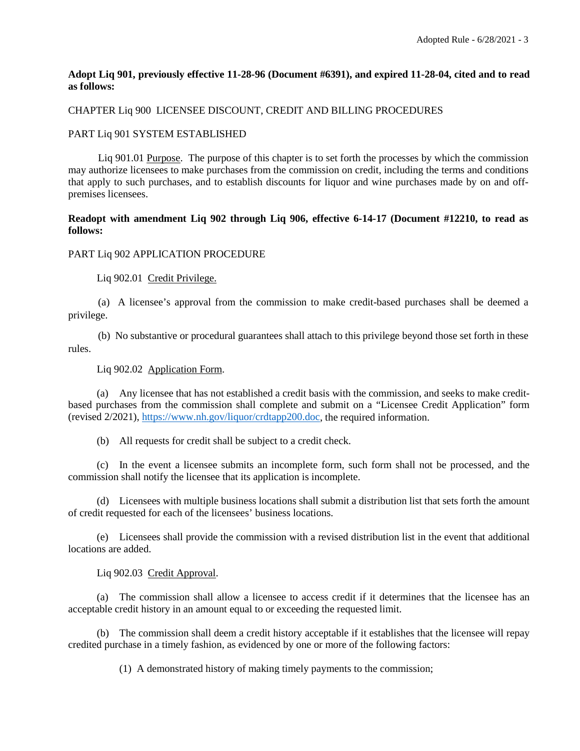**Adopt Liq 901, previously effective 11-28-96 (Document #6391), and expired 11-28-04, cited and to read as follows:**

CHAPTER Liq 900 LICENSEE DISCOUNT, CREDIT AND BILLING PROCEDURES

PART Liq 901 SYSTEM ESTABLISHED

Liq 901.01 Purpose. The purpose of this chapter is to set forth the processes by which the commission may authorize licensees to make purchases from the commission on credit, including the terms and conditions that apply to such purchases, and to establish discounts for liquor and wine purchases made by on and off-premises licensees.

**Readopt with amendment Liq 902 through Liq 906, effective 6-14-17 (Document #12210, to read as follows:**

PART Liq 902 APPLICATION PROCEDURE

Liq 902.01 Credit Privilege.

(a) A licensee's approval from the commission to make credit-based purchases shall be deemed a privilege.

(b) No substantive or procedural guarantees shall attach to this privilege beyond those set forth in these rules.

Liq 902.02 Application Form.

(a) Any licensee that has not established a credit basis with the commission, and seeks to make credit-based purchases from the commission shall complete and submit on a "Licensee Credit Application" form (revised 2/2021), https://www.nh.gov/liquor/crdtapp200.doc, the required information.

(b) All requests for credit shall be subject to a credit check.

(c) In the event a licensee submits an incomplete form, such form shall not be processed, and the commission shall notify the licensee that its application is incomplete.

(d) Licensees with multiple business locations shall submit a distribution list that sets forth the amount of credit requested for each of the licensees' business locations.

(e) Licensees shall provide the commission with a revised distribution list in the event that additional locations are added.

Liq 902.03 Credit Approval.

(a) The commission shall allow a licensee to access credit if it determines that the licensee has an acceptable credit history in an amount equal to or exceeding the requested limit.

(b) The commission shall deem a credit history acceptable if it establishes that the licensee will repay credited purchase in a timely fashion, as evidenced by one or more of the following factors:

(1) A demonstrated history of making timely payments to the commission;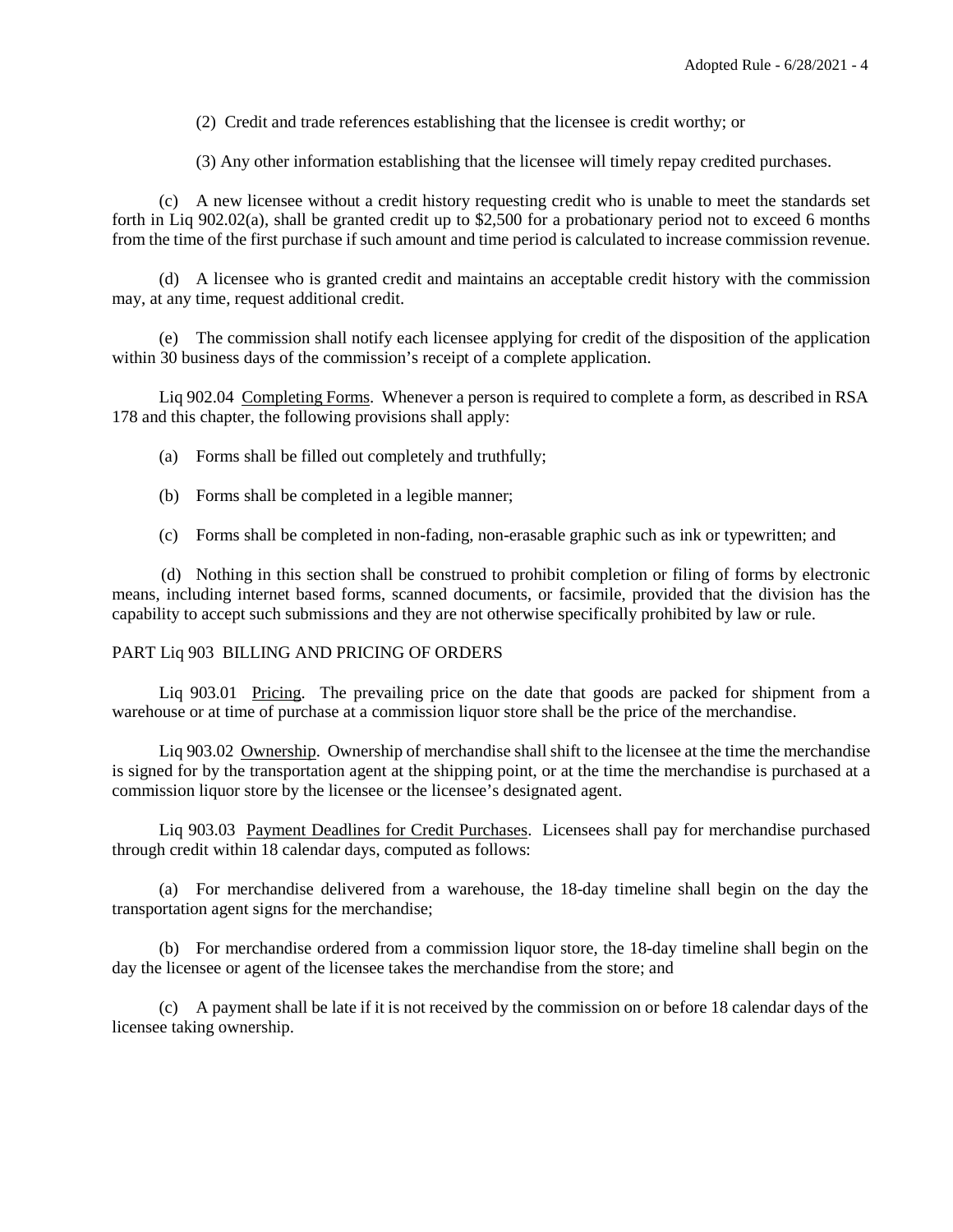(2) Credit and trade references establishing that the licensee is credit worthy; or

(3) Any other information establishing that the licensee will timely repay credited purchases.

(c) A new licensee without a credit history requesting credit who is unable to meet the standards set forth in Liq 902.02(a), shall be granted credit up to $2,500 for a probationary period not to exceed 6 months from the time of the first purchase if such amount and time period is calculated to increase commission revenue.

(d) A licensee who is granted credit and maintains an acceptable credit history with the commission may, at any time, request additional credit.

(e) The commission shall notify each licensee applying for credit of the disposition of the application within 30 business days of the commission's receipt of a complete application.

Liq 902.04 Completing Forms. Whenever a person is required to complete a form, as described in RSA 178 and this chapter, the following provisions shall apply:

(a) Forms shall be filled out completely and truthfully;

(b) Forms shall be completed in a legible manner;

(c) Forms shall be completed in non-fading, non-erasable graphic such as ink or typewritten; and

(d) Nothing in this section shall be construed to prohibit completion or filing of forms by electronic means, including internet based forms, scanned documents, or facsimile, provided that the division has the capability to accept such submissions and they are not otherwise specifically prohibited by law or rule.

## PART Liq 903 BILLING AND PRICING OF ORDERS

Liq 903.01 Pricing. The prevailing price on the date that goods are packed for shipment from a warehouse or at time of purchase at a commission liquor store shall be the price of the merchandise.

Liq 903.02 Ownership. Ownership of merchandise shall shift to the licensee at the time the merchandise is signed for by the transportation agent at the shipping point, or at the time the merchandise is purchased at a commission liquor store by the licensee or the licensee's designated agent.

Liq 903.03 Payment Deadlines for Credit Purchases. Licensees shall pay for merchandise purchased through credit within 18 calendar days, computed as follows:

(a) For merchandise delivered from a warehouse, the 18-day timeline shall begin on the day the transportation agent signs for the merchandise;

(b) For merchandise ordered from a commission liquor store, the 18-day timeline shall begin on the day the licensee or agent of the licensee takes the merchandise from the store; and

(c) A payment shall be late if it is not received by the commission on or before 18 calendar days of the licensee taking ownership.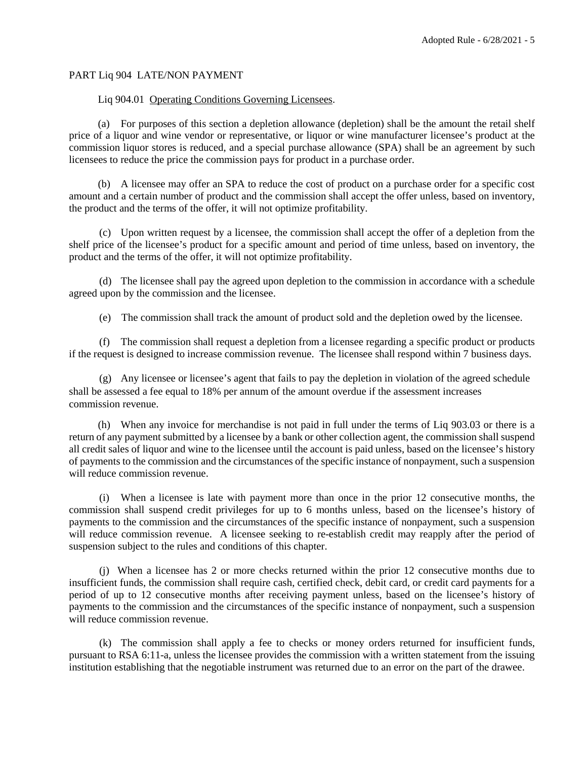## PART Liq 904 LATE/NON PAYMENT

Liq 904.01 Operating Conditions Governing Licensees.

(a) For purposes of this section a depletion allowance (depletion) shall be the amount the retail shelf price of a liquor and wine vendor or representative, or liquor or wine manufacturer licensee's product at the commission liquor stores is reduced, and a special purchase allowance (SPA) shall be an agreement by such licensees to reduce the price the commission pays for product in a purchase order.

(b) A licensee may offer an SPA to reduce the cost of product on a purchase order for a specific cost amount and a certain number of product and the commission shall accept the offer unless, based on inventory, the product and the terms of the offer, it will not optimize profitability.

(c) Upon written request by a licensee, the commission shall accept the offer of a depletion from the shelf price of the licensee's product for a specific amount and period of time unless, based on inventory, the product and the terms of the offer, it will not optimize profitability.

(d) The licensee shall pay the agreed upon depletion to the commission in accordance with a schedule agreed upon by the commission and the licensee.

(e) The commission shall track the amount of product sold and the depletion owed by the licensee.

(f) The commission shall request a depletion from a licensee regarding a specific product or products if the request is designed to increase commission revenue. The licensee shall respond within 7 business days.

(g) Any licensee or licensee's agent that fails to pay the depletion in violation of the agreed schedule shall be assessed a fee equal to 18% per annum of the amount overdue if the assessment increases commission revenue.

(h) When any invoice for merchandise is not paid in full under the terms of Liq 903.03 or there is a return of any payment submitted by a licensee by a bank or other collection agent, the commission shall suspend all credit sales of liquor and wine to the licensee until the account is paid unless, based on the licensee's history of payments to the commission and the circumstances of the specific instance of nonpayment, such a suspension will reduce commission revenue.

(i) When a licensee is late with payment more than once in the prior 12 consecutive months, the commission shall suspend credit privileges for up to 6 months unless, based on the licensee's history of payments to the commission and the circumstances of the specific instance of nonpayment, such a suspension will reduce commission revenue. A licensee seeking to re-establish credit may reapply after the period of suspension subject to the rules and conditions of this chapter.

(j) When a licensee has 2 or more checks returned within the prior 12 consecutive months due to insufficient funds, the commission shall require cash, certified check, debit card, or credit card payments for a period of up to 12 consecutive months after receiving payment unless, based on the licensee's history of payments to the commission and the circumstances of the specific instance of nonpayment, such a suspension will reduce commission revenue.

(k) The commission shall apply a fee to checks or money orders returned for insufficient funds, pursuant to RSA 6:11-a, unless the licensee provides the commission with a written statement from the issuing institution establishing that the negotiable instrument was returned due to an error on the part of the drawee.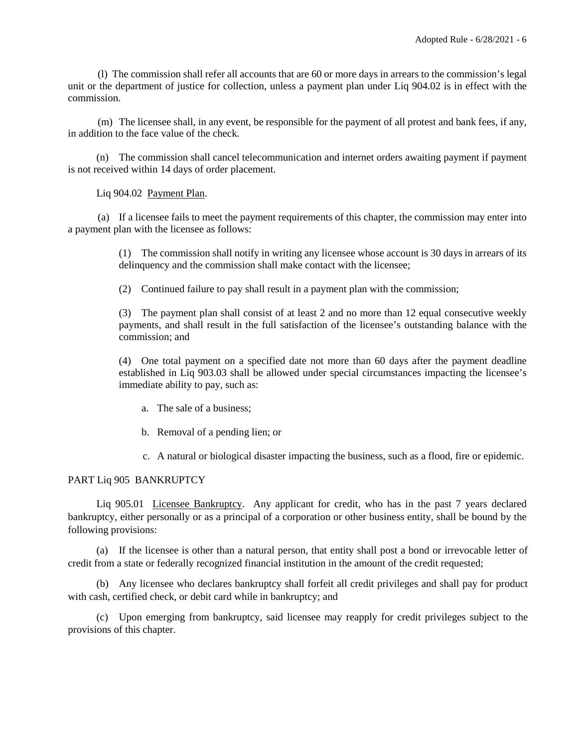(l) The commission shall refer all accounts that are 60 or more days in arrears to the commission's legal unit or the department of justice for collection, unless a payment plan under Liq 904.02 is in effect with the commission.

(m) The licensee shall, in any event, be responsible for the payment of all protest and bank fees, if any, in addition to the face value of the check.

(n) The commission shall cancel telecommunication and internet orders awaiting payment if payment is not received within 14 days of order placement.

Liq 904.02 Payment Plan.

(a) If a licensee fails to meet the payment requirements of this chapter, the commission may enter into a payment plan with the licensee as follows:

(1) The commission shall notify in writing any licensee whose account is 30 days in arrears of its delinquency and the commission shall make contact with the licensee;

(2) Continued failure to pay shall result in a payment plan with the commission;

(3) The payment plan shall consist of at least 2 and no more than 12 equal consecutive weekly payments, and shall result in the full satisfaction of the licensee's outstanding balance with the commission; and

(4) One total payment on a specified date not more than 60 days after the payment deadline established in Liq 903.03 shall be allowed under special circumstances impacting the licensee's immediate ability to pay, such as:

a. The sale of a business;

b. Removal of a pending lien; or

c. A natural or biological disaster impacting the business, such as a flood, fire or epidemic.

## PART Liq 905 BANKRUPTCY

Liq 905.01 Licensee Bankruptcy. Any applicant for credit, who has in the past 7 years declared bankruptcy, either personally or as a principal of a corporation or other business entity, shall be bound by the following provisions:

(a) If the licensee is other than a natural person, that entity shall post a bond or irrevocable letter of credit from a state or federally recognized financial institution in the amount of the credit requested;

(b) Any licensee who declares bankruptcy shall forfeit all credit privileges and shall pay for product with cash, certified check, or debit card while in bankruptcy; and

(c) Upon emerging from bankruptcy, said licensee may reapply for credit privileges subject to the provisions of this chapter.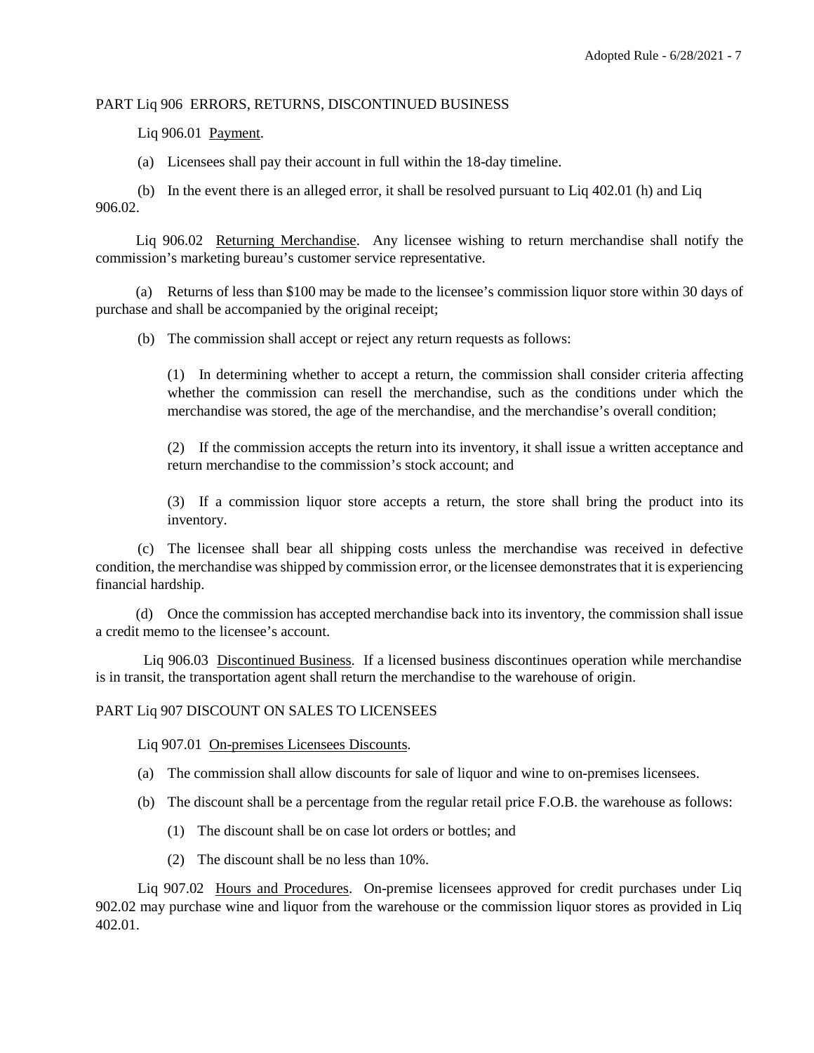## PART Liq 906 ERRORS, RETURNS, DISCONTINUED BUSINESS

Liq 906.01 Payment.

(a) Licensees shall pay their account in full within the 18-day timeline.

(b) In the event there is an alleged error, it shall be resolved pursuant to Liq 402.01 (h) and Liq 906.02.

Liq 906.02 Returning Merchandise. Any licensee wishing to return merchandise shall notify the commission's marketing bureau's customer service representative.

(a) Returns of less than $100 may be made to the licensee's commission liquor store within 30 days of purchase and shall be accompanied by the original receipt;

(b) The commission shall accept or reject any return requests as follows:

(1) In determining whether to accept a return, the commission shall consider criteria affecting whether the commission can resell the merchandise, such as the conditions under which the merchandise was stored, the age of the merchandise, and the merchandise's overall condition;

(2) If the commission accepts the return into its inventory, it shall issue a written acceptance and return merchandise to the commission's stock account; and

(3) If a commission liquor store accepts a return, the store shall bring the product into its inventory.

(c) The licensee shall bear all shipping costs unless the merchandise was received in defective condition, the merchandise was shipped by commission error, or the licensee demonstrates that it is experiencing financial hardship.

(d) Once the commission has accepted merchandise back into its inventory, the commission shall issue a credit memo to the licensee's account.

Liq 906.03 Discontinued Business. If a licensed business discontinues operation while merchandise is in transit, the transportation agent shall return the merchandise to the warehouse of origin.

## PART Liq 907 DISCOUNT ON SALES TO LICENSEES

Liq 907.01 On-premises Licensees Discounts.

(a) The commission shall allow discounts for sale of liquor and wine to on-premises licensees.

(b) The discount shall be a percentage from the regular retail price F.O.B. the warehouse as follows:

(1) The discount shall be on case lot orders or bottles; and

(2) The discount shall be no less than 10%.

Liq 907.02 Hours and Procedures. On-premise licensees approved for credit purchases under Liq 902.02 may purchase wine and liquor from the warehouse or the commission liquor stores as provided in Liq 402.01.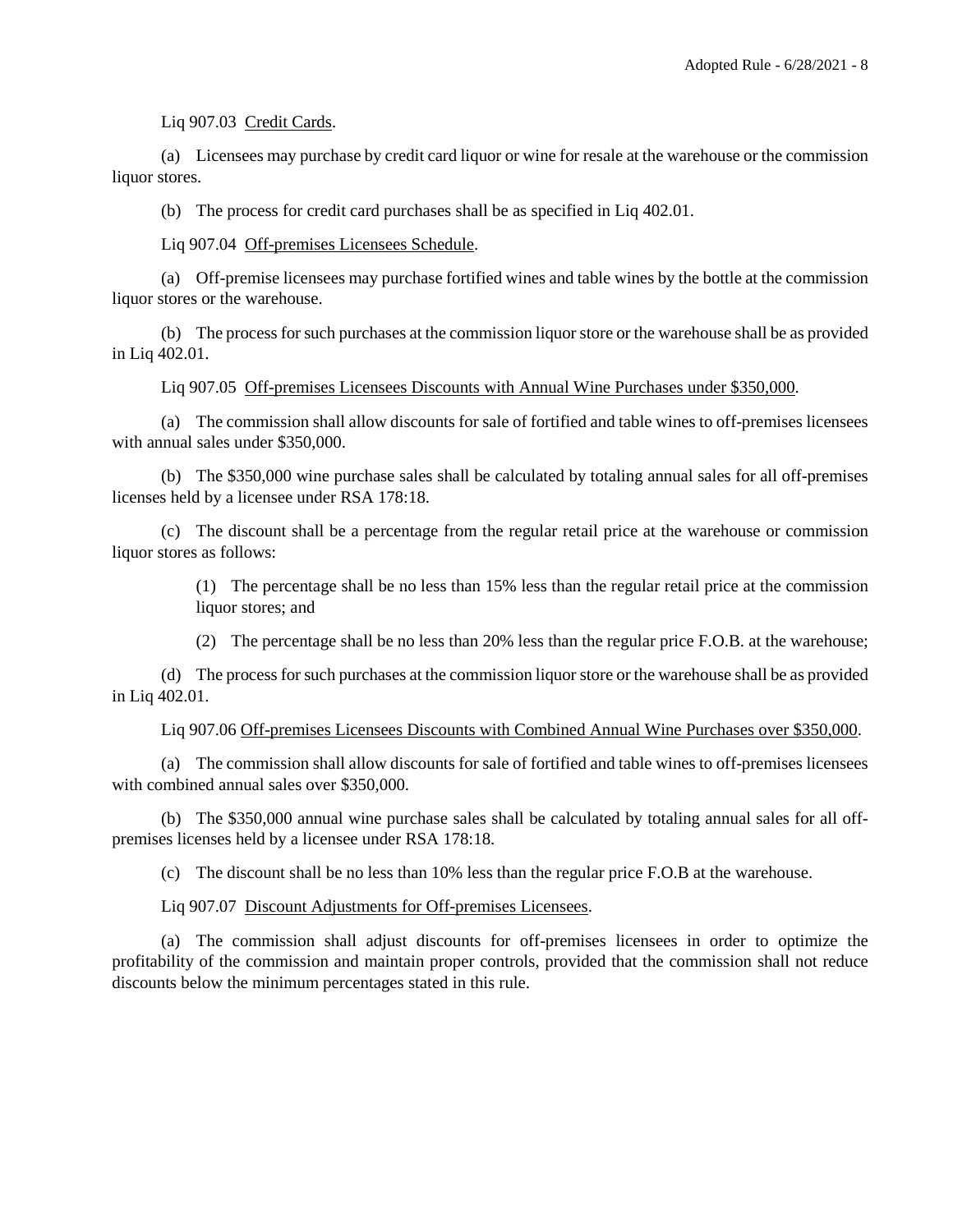Liq 907.03 Credit Cards.

(a) Licensees may purchase by credit card liquor or wine for resale at the warehouse or the commission liquor stores.

(b) The process for credit card purchases shall be as specified in Liq 402.01.

Liq 907.04 Off-premises Licensees Schedule.

(a) Off-premise licensees may purchase fortified wines and table wines by the bottle at the commission liquor stores or the warehouse.

(b) The process for such purchases at the commission liquor store or the warehouse shall be as provided in Liq 402.01.

Liq 907.05 Off-premises Licensees Discounts with Annual Wine Purchases under $350,000.

(a) The commission shall allow discounts for sale of fortified and table wines to off-premises licensees with annual sales under $350,000.

(b) The $350,000 wine purchase sales shall be calculated by totaling annual sales for all off-premises licenses held by a licensee under RSA 178:18.

(c) The discount shall be a percentage from the regular retail price at the warehouse or commission liquor stores as follows:

(1) The percentage shall be no less than 15% less than the regular retail price at the commission liquor stores; and

(2) The percentage shall be no less than 20% less than the regular price F.O.B. at the warehouse;

(d) The process for such purchases at the commission liquor store or the warehouse shall be as provided in Liq 402.01.

Liq 907.06 Off-premises Licensees Discounts with Combined Annual Wine Purchases over $350,000.

(a) The commission shall allow discounts for sale of fortified and table wines to off-premises licensees with combined annual sales over $350,000.

(b) The $350,000 annual wine purchase sales shall be calculated by totaling annual sales for all off-premises licenses held by a licensee under RSA 178:18.

(c) The discount shall be no less than 10% less than the regular price F.O.B at the warehouse.

Liq 907.07 Discount Adjustments for Off-premises Licensees.

(a) The commission shall adjust discounts for off-premises licensees in order to optimize the profitability of the commission and maintain proper controls, provided that the commission shall not reduce discounts below the minimum percentages stated in this rule.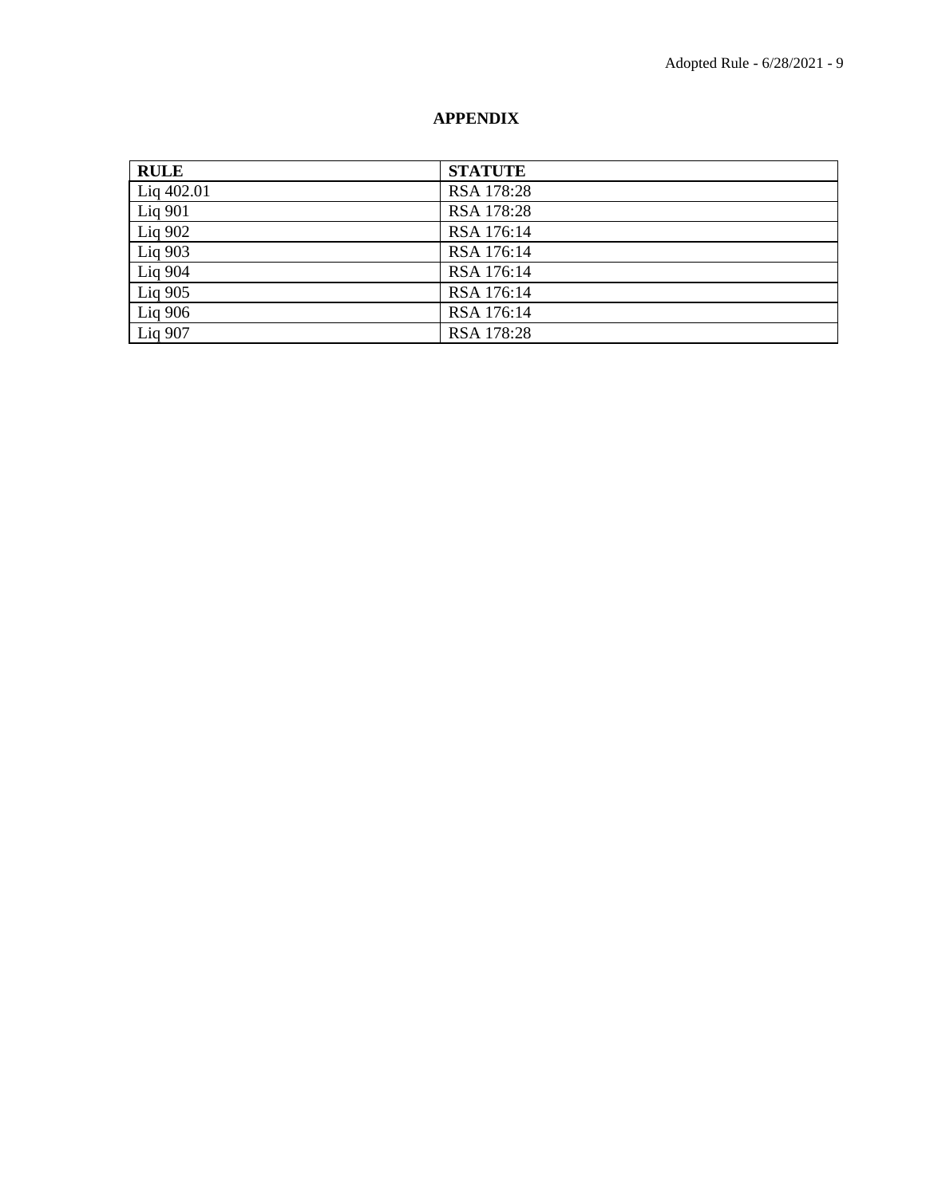## APPENDIX

| RULE | STATUTE |
|---|---|
| Liq 402.01 | RSA 178:28 |
| Liq 901 | RSA 178:28 |
| Liq 902 | RSA 176:14 |
| Liq 903 | RSA 176:14 |
| Liq 904 | RSA 176:14 |
| Liq 905 | RSA 176:14 |
| Liq 906 | RSA 176:14 |
| Liq 907 | RSA 178:28 |